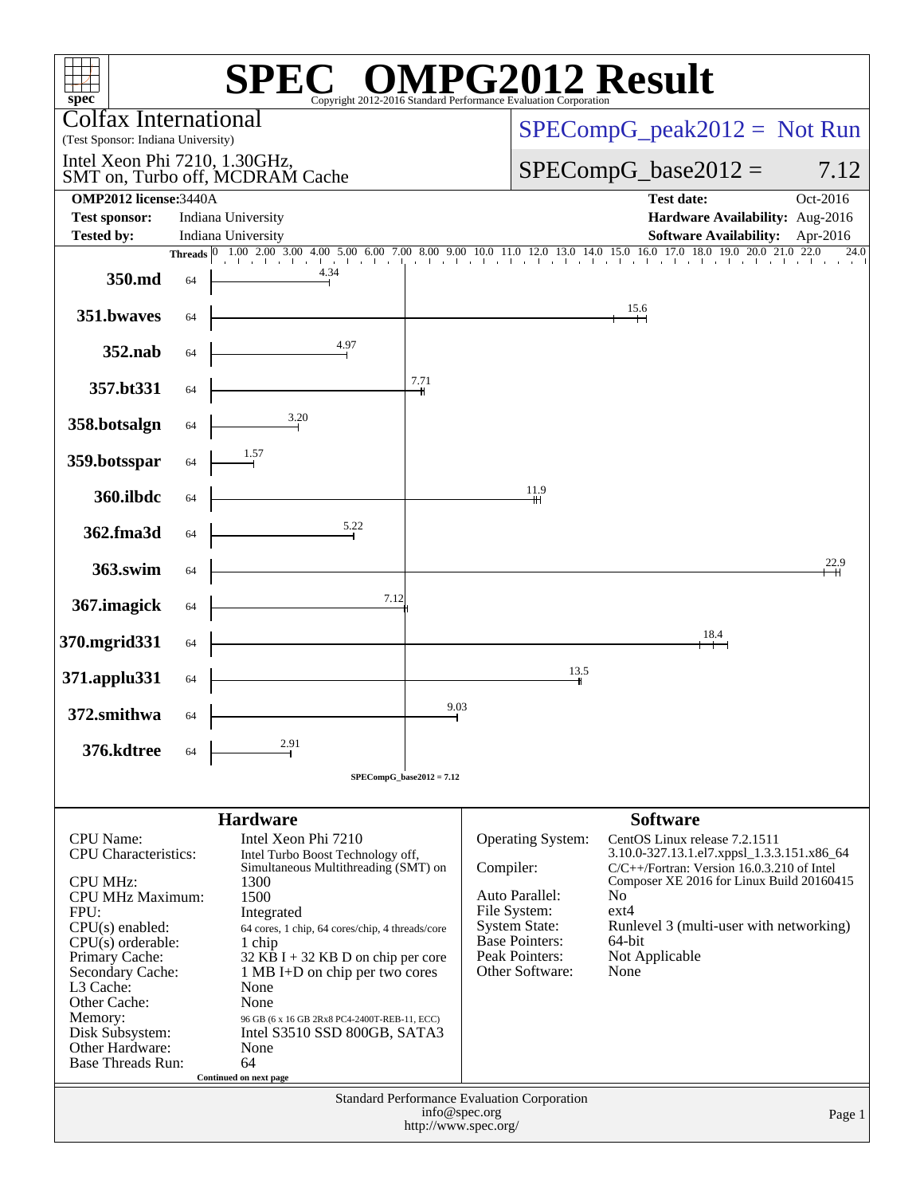# SPEC® OMPG2012 Result

Copyright 2012-2016 Standard Performance Evaluation Corporation

**Colfax International**
(Test Sponsor: Indiana University)

Intel Xeon Phi 7210, 1.30GHz, SMT on, Turbo off, MCDRAM Cache

SPECompG_peak2012 = Not Run

SPECompG_base2012 = 7.12

| | | | |
|---|---|---|---|
| **OMP2012 license:** | 3440A | **Test date:** | Oct-2016 |
| **Test sponsor:** | Indiana University | **Hardware Availability:** | Aug-2016 |
| **Tested by:** | Indiana University | **Software Availability:** | Apr-2016 |

| Benchmark | Threads | Base Ratio |
|---|---|---|
| 350.md | 64 | 4.34 |
| 351.bwaves | 64 | 15.6 |
| 352.nab | 64 | 4.97 |
| 357.bt331 | 64 | 7.71 |
| 358.botsalgn | 64 | 3.20 |
| 359.botsspar | 64 | 1.57 |
| 360.ilbdc | 64 | 11.9 |
| 362.fma3d | 64 | 5.22 |
| 363.swim | 64 | 22.9 |
| 367.imagick | 64 | 7.12 |
| 370.mgrid331 | 64 | 18.4 |
| 371.applu331 | 64 | 13.5 |
| 372.smithwa | 64 | 9.03 |
| 376.kdtree | 64 | 2.91 |

SPECompG_base2012 = 7.12

## Hardware

| | |
|---|---|
| CPU Name: | Intel Xeon Phi 7210 |
| CPU Characteristics: | Intel Turbo Boost Technology off, Simultaneous Multithreading (SMT) on |
| CPU MHz: | 1300 |
| CPU MHz Maximum: | 1500 |
| FPU: | Integrated |
| CPU(s) enabled: | 64 cores, 1 chip, 64 cores/chip, 4 threads/core |
| CPU(s) orderable: | 1 chip |
| Primary Cache: | 32 KB I + 32 KB D on chip per core |
| Secondary Cache: | 1 MB I+D on chip per two cores |
| L3 Cache: | None |
| Other Cache: | None |
| Memory: | 96 GB (6 x 16 GB 2Rx8 PC4-2400T-REB-11, ECC) |
| Disk Subsystem: | Intel S3510 SSD 800GB, SATA3 |
| Other Hardware: | None |
| Base Threads Run: | 64 |

Continued on next page

## Software

| | |
|---|---|
| Operating System: | CentOS Linux release 7.2.1511 3.10.0-327.13.1.el7.xppsl_1.3.3.151.x86_64 |
| Compiler: | C/C++/Fortran: Version 16.0.3.210 of Intel Composer XE 2016 for Linux Build 20160415 |
| Auto Parallel: | No |
| File System: | ext4 |
| System State: | Runlevel 3 (multi-user with networking) |
| Base Pointers: | 64-bit |
| Peak Pointers: | Not Applicable |
| Other Software: | None |

Standard Performance Evaluation Corporation
info@spec.org
http://www.spec.org/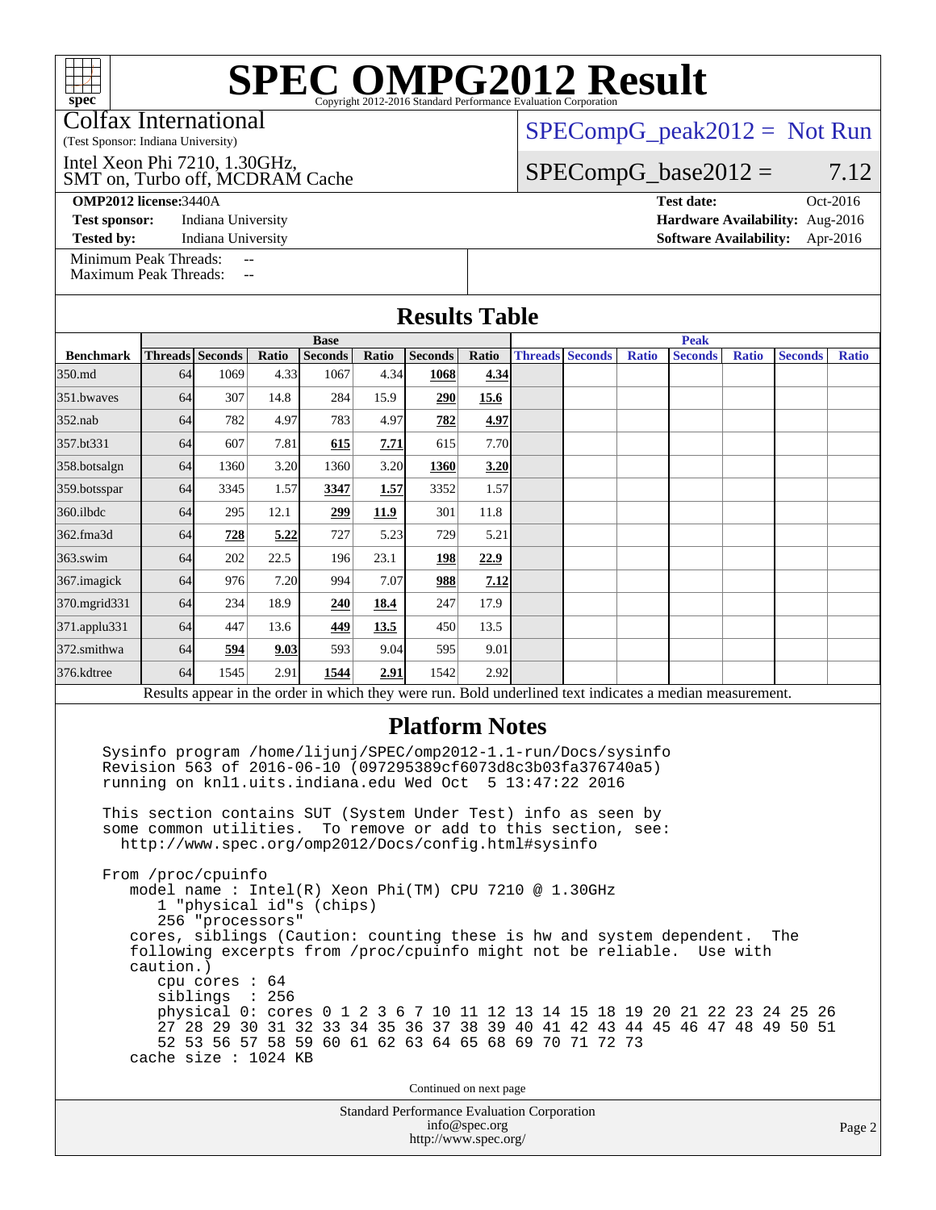# SPEC OMPG2012 Result

Copyright 2012-2016 Standard Performance Evaluation Corporation

Colfax International
(Test Sponsor: Indiana University)

Intel Xeon Phi 7210, 1.30GHz,
SMT on, Turbo off, MCDRAM Cache

SPECompG_peak2012 = Not Run

SPECompG_base2012 = 7.12

**OMP2012 license:** 3440A
**Test sponsor:** Indiana University
**Tested by:** Indiana University

**Test date:** Oct-2016
**Hardware Availability:** Aug-2016
**Software Availability:** Apr-2016

Minimum Peak Threads: --
Maximum Peak Threads: --

## Results Table

| | Base | | | | | | | Peak | | | | | | |
|---|---|---|---|---|---|---|---|---|---|---|---|---|---|---|
| **Benchmark** | **Threads** | **Seconds** | **Ratio** | **Seconds** | **Ratio** | **Seconds** | **Ratio** | **Threads** | **Seconds** | **Ratio** | **Seconds** | **Ratio** | **Seconds** | **Ratio** |
| 350.md | 64 | 1069 | 4.33 | 1067 | 4.34 | **1068** | **4.34** | | | | | | | |
| 351.bwaves | 64 | 307 | 14.8 | 284 | 15.9 | **290** | **15.6** | | | | | | | |
| 352.nab | 64 | 782 | 4.97 | 783 | 4.97 | **782** | **4.97** | | | | | | | |
| 357.bt331 | 64 | 607 | 7.81 | **615** | **7.71** | 615 | 7.70 | | | | | | | |
| 358.botsalgn | 64 | 1360 | 3.20 | 1360 | 3.20 | **1360** | **3.20** | | | | | | | |
| 359.botsspar | 64 | 3345 | 1.57 | **3347** | **1.57** | 3352 | 1.57 | | | | | | | |
| 360.ilbdc | 64 | 295 | 12.1 | **299** | **11.9** | 301 | 11.8 | | | | | | | |
| 362.fma3d | 64 | **728** | **5.22** | 727 | 5.23 | 729 | 5.21 | | | | | | | |
| 363.swim | 64 | 202 | 22.5 | 196 | 23.1 | **198** | **22.9** | | | | | | | |
| 367.imagick | 64 | 976 | 7.20 | 994 | 7.07 | **988** | **7.12** | | | | | | | |
| 370.mgrid331 | 64 | 234 | 18.9 | **240** | **18.4** | 247 | 17.9 | | | | | | | |
| 371.applu331 | 64 | 447 | 13.6 | **449** | **13.5** | 450 | 13.5 | | | | | | | |
| 372.smithwa | 64 | **594** | **9.03** | 593 | 9.04 | 595 | 9.01 | | | | | | | |
| 376.kdtree | 64 | 1545 | 2.91 | **1544** | **2.91** | 1542 | 2.92 | | | | | | | |

Results appear in the order in which they were run. Bold underlined text indicates a median measurement.

## Platform Notes

```
Sysinfo program /home/lijunj/SPEC/omp2012-1.1-run/Docs/sysinfo
Revision 563 of 2016-06-10 (097295389cf6073d8c3b03fa376740a5)
running on knl1.uits.indiana.edu Wed Oct  5 13:47:22 2016

This section contains SUT (System Under Test) info as seen by
some common utilities.  To remove or add to this section, see:
  http://www.spec.org/omp2012/Docs/config.html#sysinfo

From /proc/cpuinfo
   model name : Intel(R) Xeon Phi(TM) CPU 7210 @ 1.30GHz
      1 "physical id"s (chips)
      256 "processors"
   cores, siblings (Caution: counting these is hw and system dependent.  The
   following excerpts from /proc/cpuinfo might not be reliable.  Use with
   caution.)
      cpu cores : 64
      siblings  : 256
      physical 0: cores 0 1 2 3 6 7 10 11 12 13 14 15 18 19 20 21 22 23 24 25 26
      27 28 29 30 31 32 33 34 35 36 37 38 39 40 41 42 43 44 45 46 47 48 49 50 51
      52 53 56 57 58 59 60 61 62 63 64 65 68 69 70 71 72 73
   cache size : 1024 KB
```

Continued on next page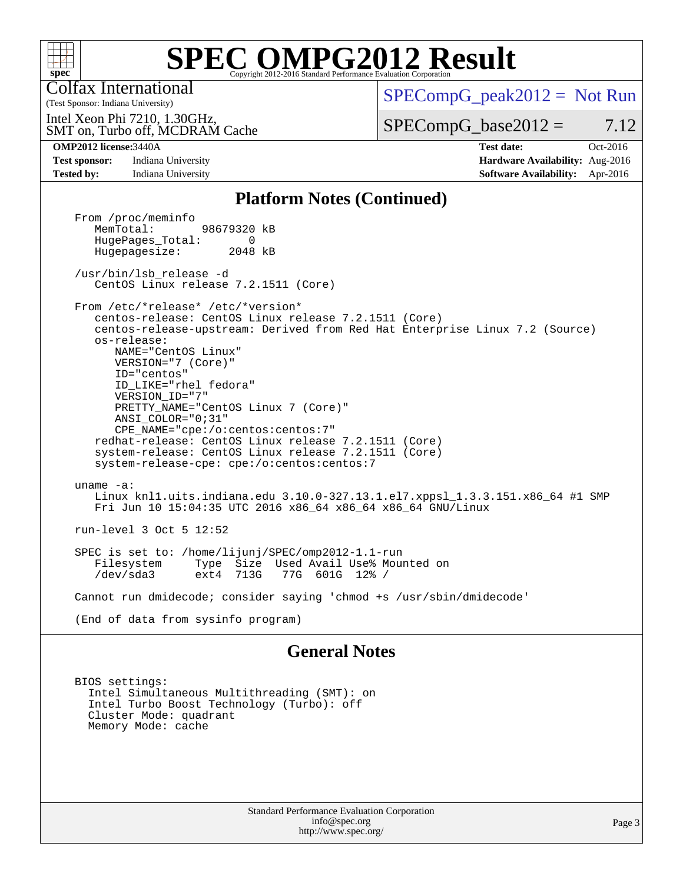# SPEC OMPG2012 Result

Copyright 2012-2016 Standard Performance Evaluation Corporation

Colfax International
(Test Sponsor: Indiana University)

Intel Xeon Phi 7210, 1.30GHz,
SMT on, Turbo off, MCDRAM Cache

SPECompG_peak2012 = Not Run

SPECompG_base2012 = 7.12

| | | | |
|---|---|---|---|
| **OMP2012 license:** | 3440A | **Test date:** | Oct-2016 |
| **Test sponsor:** | Indiana University | **Hardware Availability:** | Aug-2016 |
| **Tested by:** | Indiana University | **Software Availability:** | Apr-2016 |

## Platform Notes (Continued)

```
From /proc/meminfo
   MemTotal:       98679320 kB
   HugePages_Total:       0
   Hugepagesize:       2048 kB

/usr/bin/lsb_release -d
   CentOS Linux release 7.2.1511 (Core)

From /etc/*release* /etc/*version*
   centos-release: CentOS Linux release 7.2.1511 (Core)
   centos-release-upstream: Derived from Red Hat Enterprise Linux 7.2 (Source)
   os-release:
      NAME="CentOS Linux"
      VERSION="7 (Core)"
      ID="centos"
      ID_LIKE="rhel fedora"
      VERSION_ID="7"
      PRETTY_NAME="CentOS Linux 7 (Core)"
      ANSI_COLOR="0;31"
      CPE_NAME="cpe:/o:centos:centos:7"
   redhat-release: CentOS Linux release 7.2.1511 (Core)
   system-release: CentOS Linux release 7.2.1511 (Core)
   system-release-cpe: cpe:/o:centos:centos:7

uname -a:
   Linux knl1.uits.indiana.edu 3.10.0-327.13.1.el7.xppsl_1.3.3.151.x86_64 #1 SMP
   Fri Jun 10 15:04:35 UTC 2016 x86_64 x86_64 x86_64 GNU/Linux

run-level 3 Oct 5 12:52

SPEC is set to: /home/lijunj/SPEC/omp2012-1.1-run
   Filesystem     Type  Size  Used Avail Use% Mounted on
   /dev/sda3      ext4  713G   77G  601G  12% /

Cannot run dmidecode; consider saying 'chmod +s /usr/sbin/dmidecode'

(End of data from sysinfo program)
```

## General Notes

```
BIOS settings:
  Intel Simultaneous Multithreading (SMT): on
  Intel Turbo Boost Technology (Turbo): off
  Cluster Mode: quadrant
  Memory Mode: cache
```

Standard Performance Evaluation Corporation
info@spec.org
http://www.spec.org/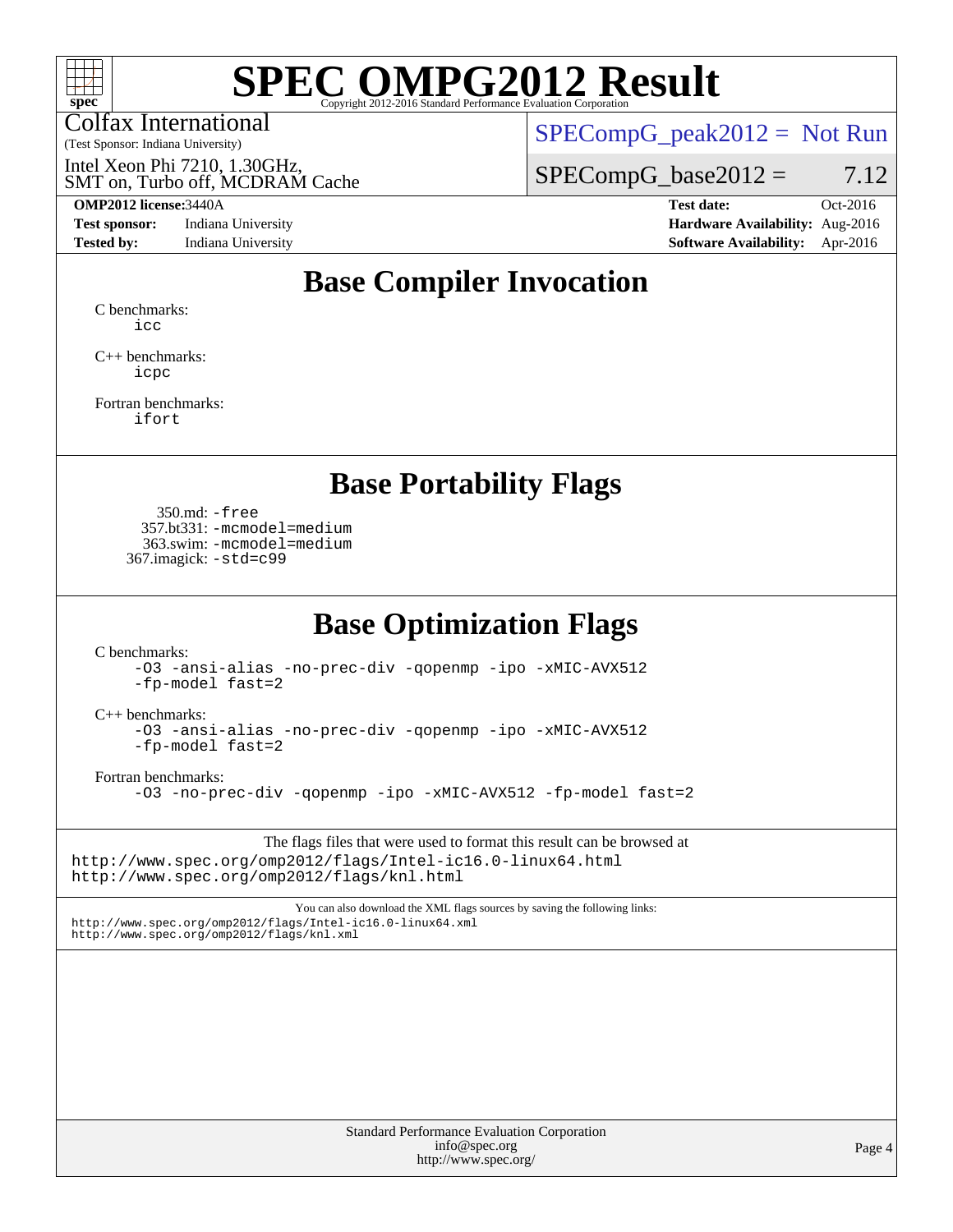# SPEC OMPG2012 Result

Copyright 2012-2016 Standard Performance Evaluation Corporation

Colfax International
(Test Sponsor: Indiana University)

Intel Xeon Phi 7210, 1.30GHz,
SMT on, Turbo off, MCDRAM Cache

SPECompG_peak2012 = Not Run

SPECompG_base2012 = 7.12

**OMP2012 license:** 3440A
**Test sponsor:** Indiana University
**Tested by:** Indiana University

**Test date:** Oct-2016
**Hardware Availability:** Aug-2016
**Software Availability:** Apr-2016

## Base Compiler Invocation

C benchmarks:
icc

C++ benchmarks:
icpc

Fortran benchmarks:
ifort

## Base Portability Flags

350.md: -free
357.bt331: -mcmodel=medium
363.swim: -mcmodel=medium
367.imagick: -std=c99

## Base Optimization Flags

C benchmarks:
-O3 -ansi-alias -no-prec-div -qopenmp -ipo -xMIC-AVX512 -fp-model fast=2

C++ benchmarks:
-O3 -ansi-alias -no-prec-div -qopenmp -ipo -xMIC-AVX512 -fp-model fast=2

Fortran benchmarks:
-O3 -no-prec-div -qopenmp -ipo -xMIC-AVX512 -fp-model fast=2

The flags files that were used to format this result can be browsed at
http://www.spec.org/omp2012/flags/Intel-ic16.0-linux64.html
http://www.spec.org/omp2012/flags/knl.html

You can also download the XML flags sources by saving the following links:
http://www.spec.org/omp2012/flags/Intel-ic16.0-linux64.xml
http://www.spec.org/omp2012/flags/knl.xml

Standard Performance Evaluation Corporation
info@spec.org
http://www.spec.org/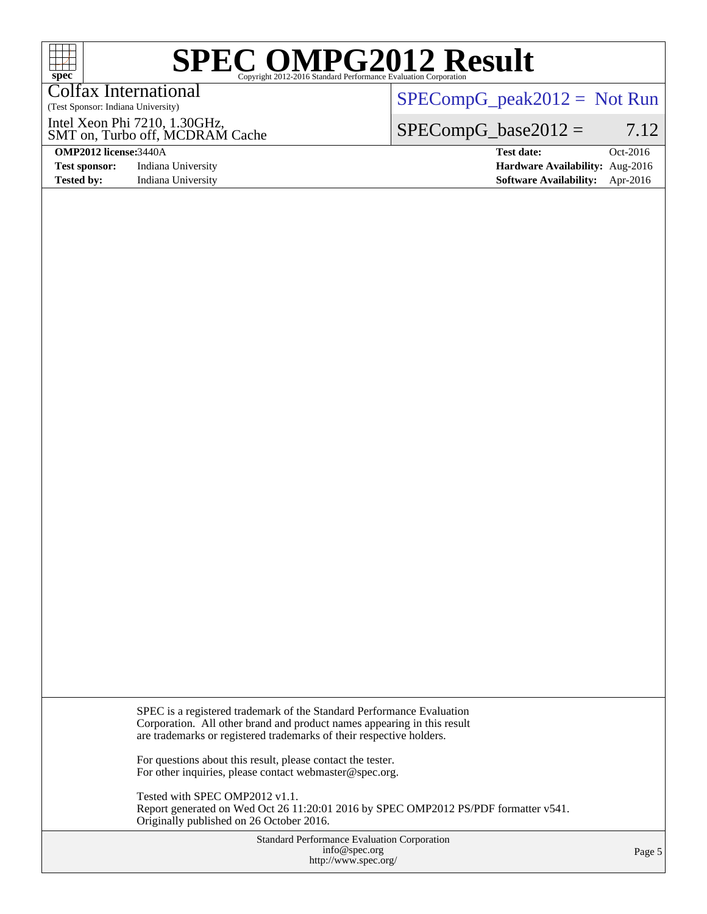# SPEC OMPG2012 Result

Copyright 2012-2016 Standard Performance Evaluation Corporation

Colfax International
(Test Sponsor: Indiana University)

Intel Xeon Phi 7210, 1.30GHz,
SMT on, Turbo off, MCDRAM Cache

SPECompG_peak2012 = Not Run

SPECompG_base2012 = 7.12

| | | | |
|---|---|---|---|
| **OMP2012 license:** | 3440A | **Test date:** | Oct-2016 |
| **Test sponsor:** | Indiana University | **Hardware Availability:** | Aug-2016 |
| **Tested by:** | Indiana University | **Software Availability:** | Apr-2016 |

SPEC is a registered trademark of the Standard Performance Evaluation Corporation. All other brand and product names appearing in this result are trademarks or registered trademarks of their respective holders.

For questions about this result, please contact the tester.
For other inquiries, please contact webmaster@spec.org.

Tested with SPEC OMP2012 v1.1.
Report generated on Wed Oct 26 11:20:01 2016 by SPEC OMP2012 PS/PDF formatter v541.
Originally published on 26 October 2016.

Standard Performance Evaluation Corporation
info@spec.org
http://www.spec.org/